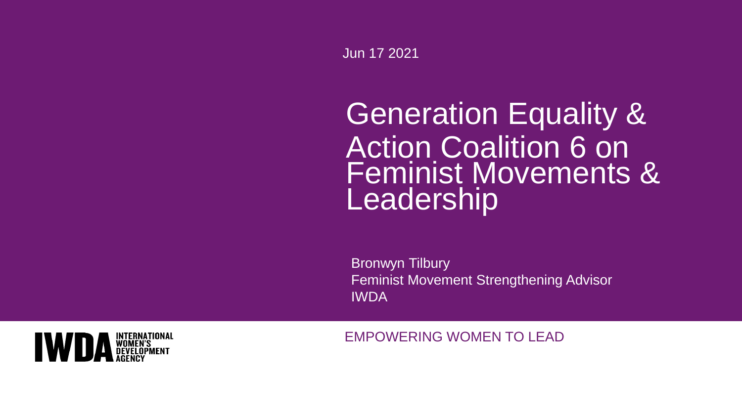Jun 17 2021

# Generation Equality & Action Coalition 6 on Feminist Movements & Leadership

Bronwyn Tilbury
Feminist Movement Strengthening Advisor
IWDA

IWDA INTERNATIONAL WOMEN'S DEVELOPMENT AGENCY

EMPOWERING WOMEN TO LEAD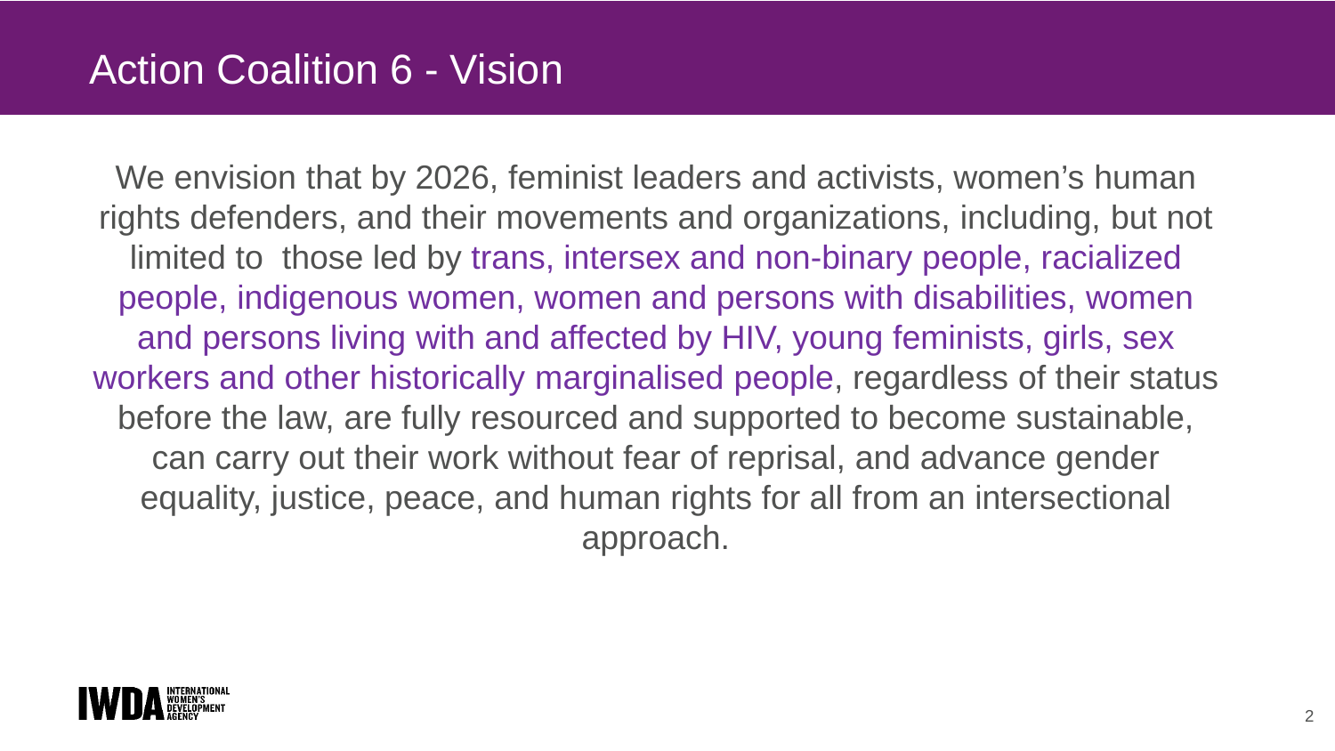# Action Coalition 6 - Vision

We envision that by 2026, feminist leaders and activists, women's human rights defenders, and their movements and organizations, including, but not limited to those led by trans, intersex and non-binary people, racialized people, indigenous women, women and persons with disabilities, women and persons living with and affected by HIV, young feminists, girls, sex workers and other historically marginalised people, regardless of their status before the law, are fully resourced and supported to become sustainable, can carry out their work without fear of reprisal, and advance gender equality, justice, peace, and human rights for all from an intersectional approach.

IWDA INTERNATIONAL WOMEN'S DEVELOPMENT AGENCY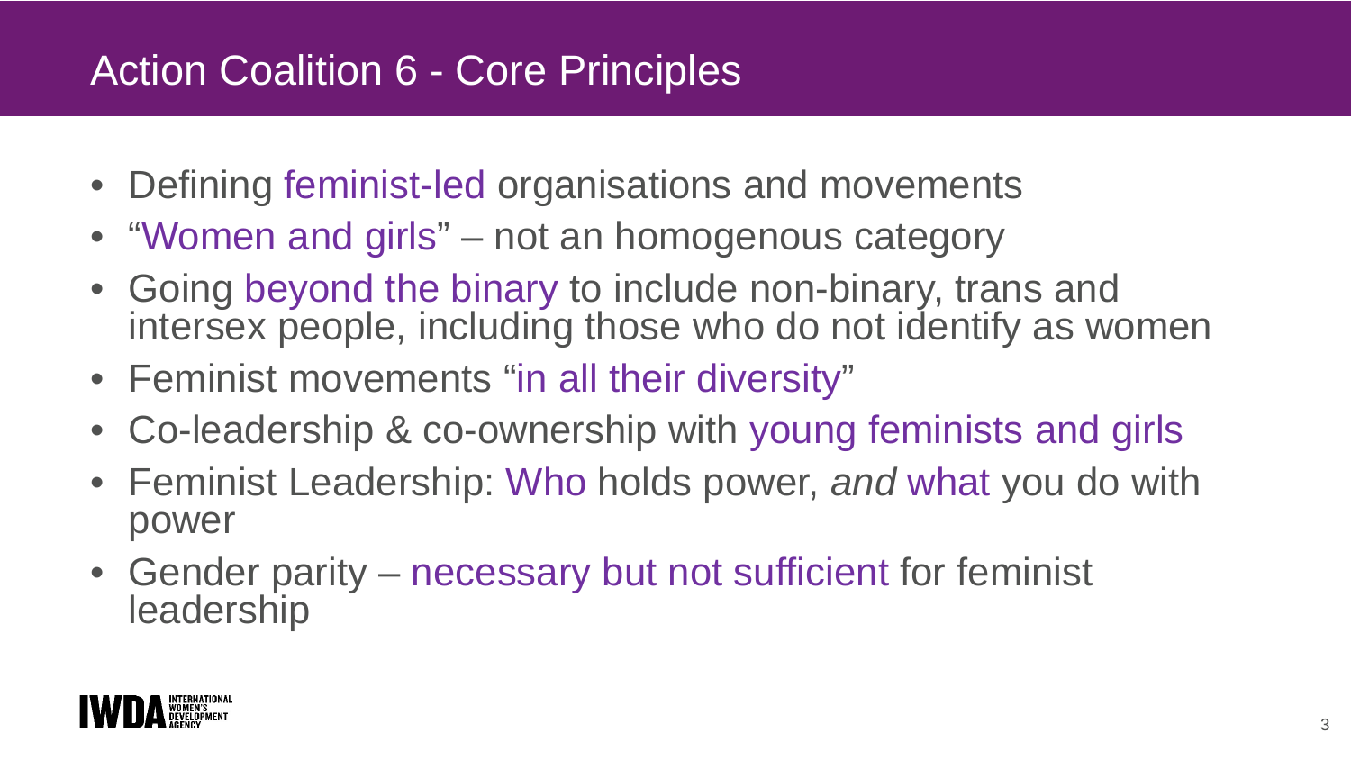# Action Coalition 6 - Core Principles

- Defining feminist-led organisations and movements
- "Women and girls" – not an homogenous category
- Going beyond the binary to include non-binary, trans and intersex people, including those who do not identify as women
- Feminist movements "in all their diversity"
- Co-leadership & co-ownership with young feminists and girls
- Feminist Leadership: Who holds power, *and* what you do with power
- Gender parity – necessary but not sufficient for feminist leadership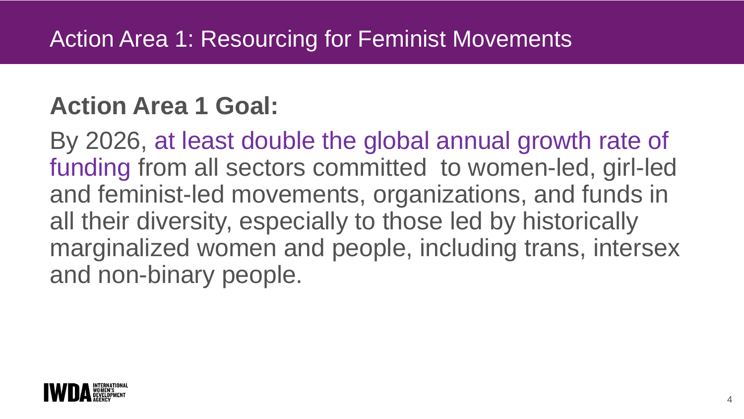# Action Area 1: Resourcing for Feminist Movements

**Action Area 1 Goal:**

By 2026, at least double the global annual growth rate of funding from all sectors committed to women-led, girl-led and feminist-led movements, organizations, and funds in all their diversity, especially to those led by historically marginalized women and people, including trans, intersex and non-binary people.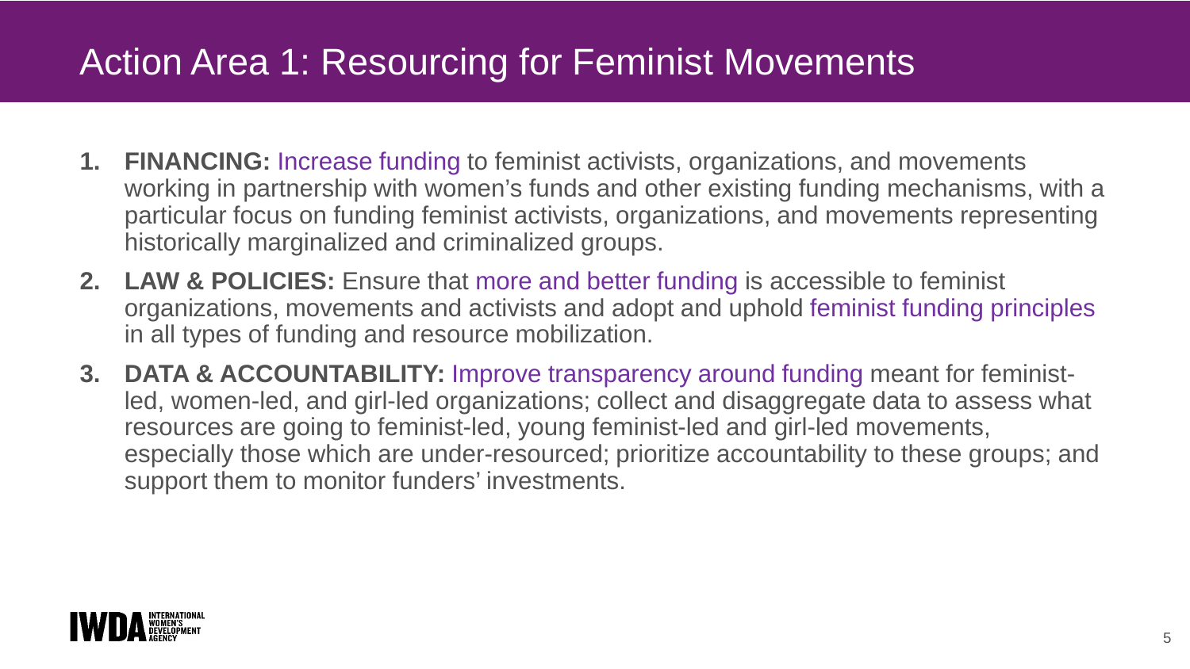# Action Area 1: Resourcing for Feminist Movements

1. **FINANCING:** Increase funding to feminist activists, organizations, and movements working in partnership with women's funds and other existing funding mechanisms, with a particular focus on funding feminist activists, organizations, and movements representing historically marginalized and criminalized groups.
2. **LAW & POLICIES:** Ensure that more and better funding is accessible to feminist organizations, movements and activists and adopt and uphold feminist funding principles in all types of funding and resource mobilization.
3. **DATA & ACCOUNTABILITY:** Improve transparency around funding meant for feminist-led, women-led, and girl-led organizations; collect and disaggregate data to assess what resources are going to feminist-led, young feminist-led and girl-led movements, especially those which are under-resourced; prioritize accountability to these groups; and support them to monitor funders' investments.

IWDA INTERNATIONAL WOMEN'S DEVELOPMENT AGENCY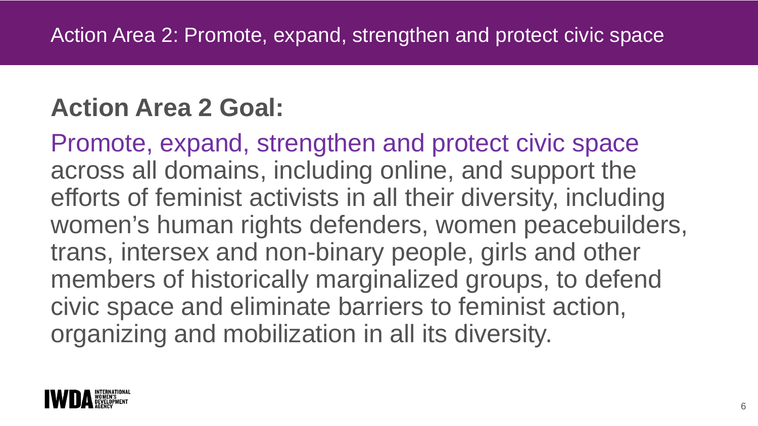# Action Area 2: Promote, expand, strengthen and protect civic space

## Action Area 2 Goal:

Promote, expand, strengthen and protect civic space across all domains, including online, and support the efforts of feminist activists in all their diversity, including women's human rights defenders, women peacebuilders, trans, intersex and non-binary people, girls and other members of historically marginalized groups, to defend civic space and eliminate barriers to feminist action, organizing and mobilization in all its diversity.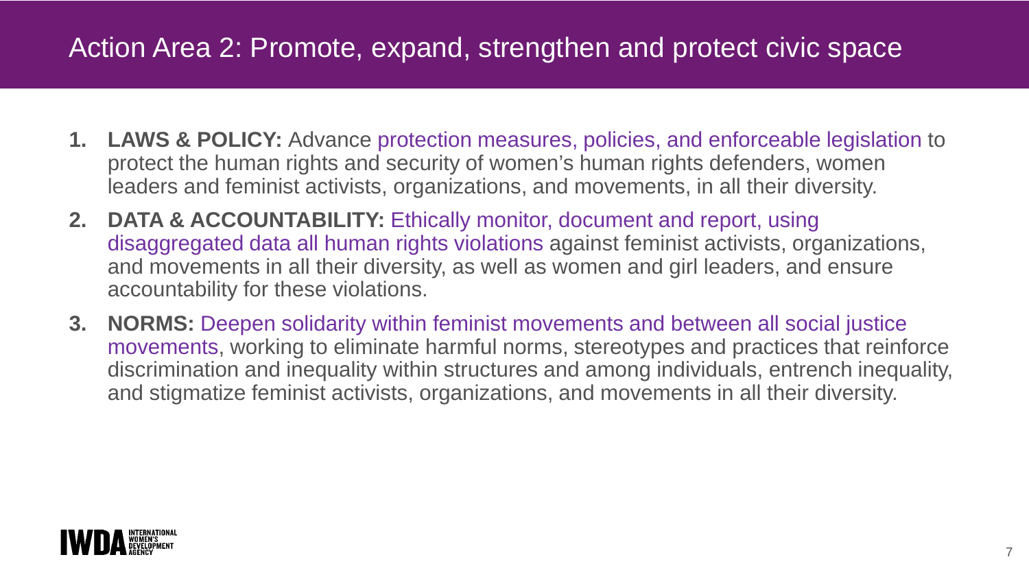# Action Area 2: Promote, expand, strengthen and protect civic space

1. **LAWS & POLICY:** Advance protection measures, policies, and enforceable legislation to protect the human rights and security of women's human rights defenders, women leaders and feminist activists, organizations, and movements, in all their diversity.
2. **DATA & ACCOUNTABILITY:** Ethically monitor, document and report, using disaggregated data all human rights violations against feminist activists, organizations, and movements in all their diversity, as well as women and girl leaders, and ensure accountability for these violations.
3. **NORMS:** Deepen solidarity within feminist movements and between all social justice movements, working to eliminate harmful norms, stereotypes and practices that reinforce discrimination and inequality within structures and among individuals, entrench inequality, and stigmatize feminist activists, organizations, and movements in all their diversity.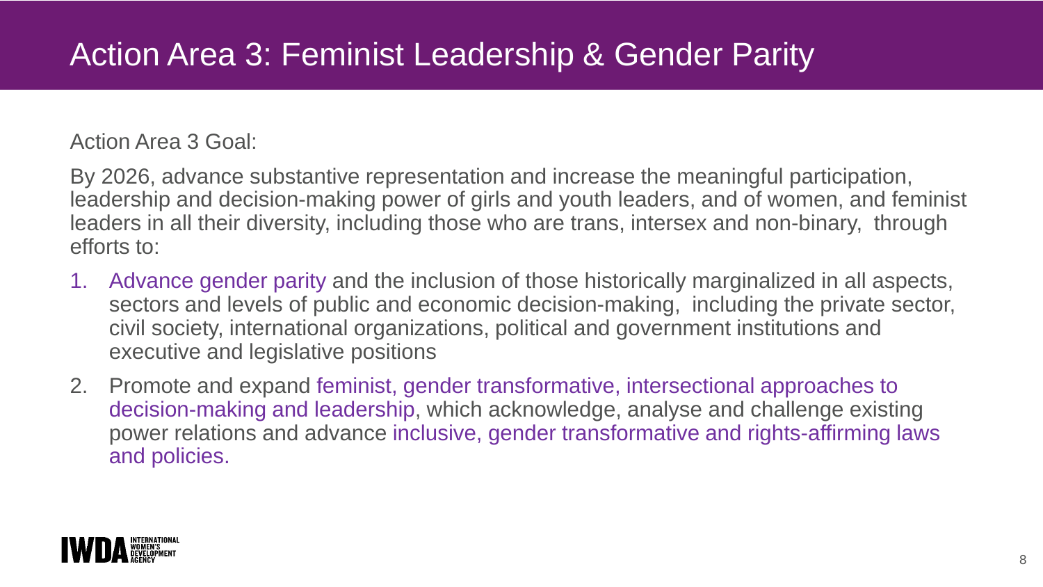# Action Area 3: Feminist Leadership & Gender Parity

Action Area 3 Goal:

By 2026, advance substantive representation and increase the meaningful participation, leadership and decision-making power of girls and youth leaders, and of women, and feminist leaders in all their diversity, including those who are trans, intersex and non-binary, through efforts to:

1. Advance gender parity and the inclusion of those historically marginalized in all aspects, sectors and levels of public and economic decision-making, including the private sector, civil society, international organizations, political and government institutions and executive and legislative positions
2. Promote and expand feminist, gender transformative, intersectional approaches to decision-making and leadership, which acknowledge, analyse and challenge existing power relations and advance inclusive, gender transformative and rights-affirming laws and policies.

IWDA INTERNATIONAL WOMEN'S DEVELOPMENT AGENCY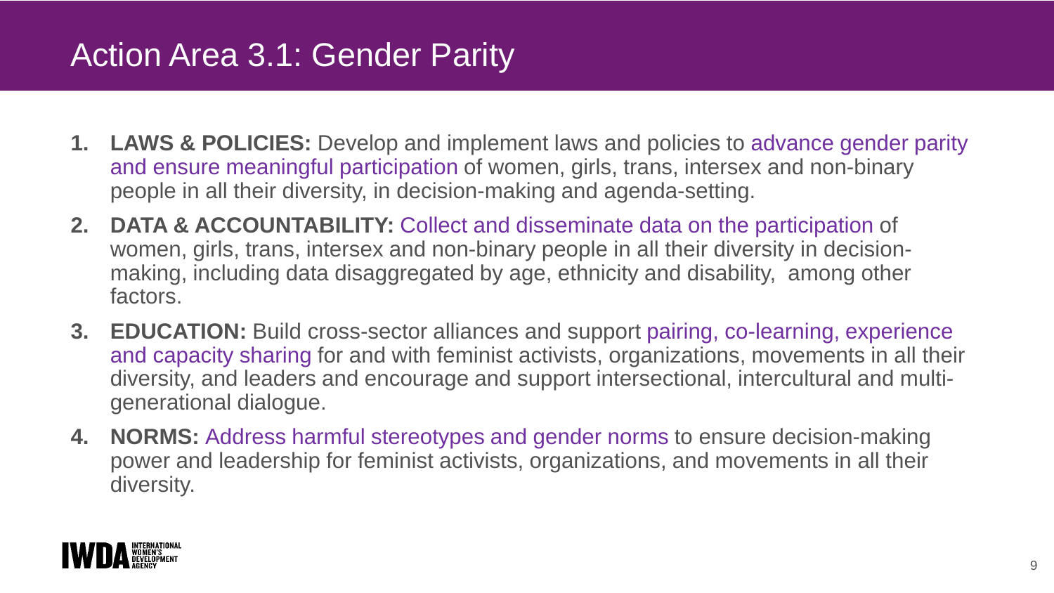# Action Area 3.1: Gender Parity

1. **LAWS & POLICIES:** Develop and implement laws and policies to advance gender parity and ensure meaningful participation of women, girls, trans, intersex and non-binary people in all their diversity, in decision-making and agenda-setting.
2. **DATA & ACCOUNTABILITY:** Collect and disseminate data on the participation of women, girls, trans, intersex and non-binary people in all their diversity in decision-making, including data disaggregated by age, ethnicity and disability, among other factors.
3. **EDUCATION:** Build cross-sector alliances and support pairing, co-learning, experience and capacity sharing for and with feminist activists, organizations, movements in all their diversity, and leaders and encourage and support intersectional, intercultural and multi-generational dialogue.
4. **NORMS:** Address harmful stereotypes and gender norms to ensure decision-making power and leadership for feminist activists, organizations, and movements in all their diversity.

IWDA INTERNATIONAL WOMEN'S DEVELOPMENT AGENCY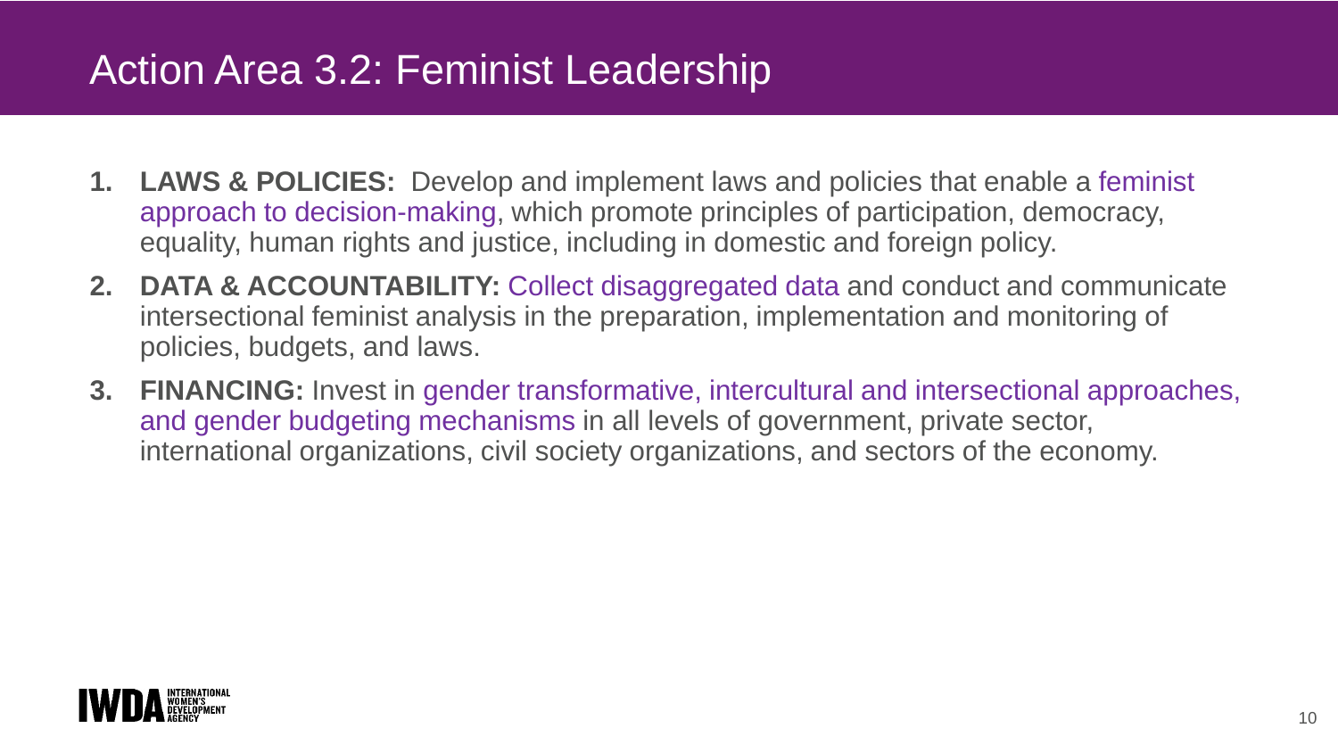# Action Area 3.2: Feminist Leadership

1. **LAWS & POLICIES:** Develop and implement laws and policies that enable a feminist approach to decision-making, which promote principles of participation, democracy, equality, human rights and justice, including in domestic and foreign policy.
2. **DATA & ACCOUNTABILITY:** Collect disaggregated data and conduct and communicate intersectional feminist analysis in the preparation, implementation and monitoring of policies, budgets, and laws.
3. **FINANCING:** Invest in gender transformative, intercultural and intersectional approaches, and gender budgeting mechanisms in all levels of government, private sector, international organizations, civil society organizations, and sectors of the economy.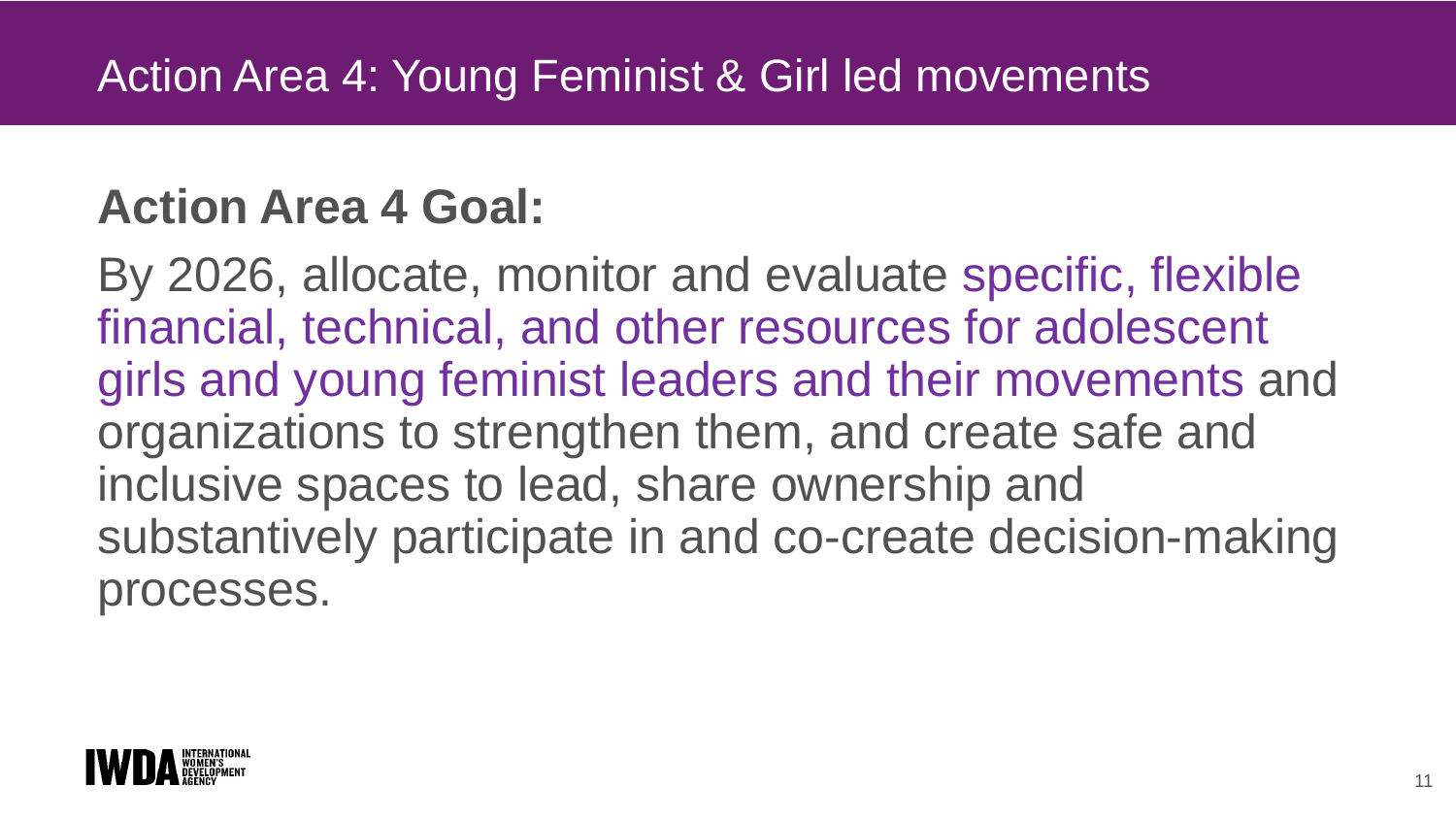# Action Area 4: Young Feminist & Girl led movements

## Action Area 4 Goal:

By 2026, allocate, monitor and evaluate specific, flexible financial, technical, and other resources for adolescent girls and young feminist leaders and their movements and organizations to strengthen them, and create safe and inclusive spaces to lead, share ownership and substantively participate in and co-create decision-making processes.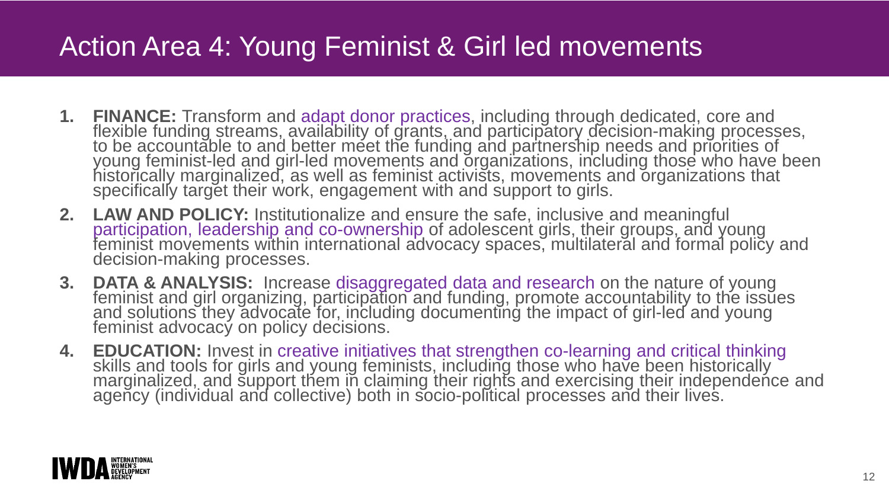# Action Area 4: Young Feminist & Girl led movements

1. **FINANCE:** Transform and adapt donor practices, including through dedicated, core and flexible funding streams, availability of grants, and participatory decision-making processes, to be accountable to and better meet the funding and partnership needs and priorities of young feminist-led and girl-led movements and organizations, including those who have been historically marginalized, as well as feminist activists, movements and organizations that specifically target their work, engagement with and support to girls.
2. **LAW AND POLICY:** Institutionalize and ensure the safe, inclusive and meaningful participation, leadership and co-ownership of adolescent girls, their groups, and young feminist movements within international advocacy spaces, multilateral and formal policy and decision-making processes.
3. **DATA & ANALYSIS:** Increase disaggregated data and research on the nature of young feminist and girl organizing, participation and funding, promote accountability to the issues and solutions they advocate for, including documenting the impact of girl-led and young feminist advocacy on policy decisions.
4. **EDUCATION:** Invest in creative initiatives that strengthen co-learning and critical thinking skills and tools for girls and young feminists, including those who have been historically marginalized, and support them in claiming their rights and exercising their independence and agency (individual and collective) both in socio-political processes and their lives.

IWDA INTERNATIONAL WOMEN'S DEVELOPMENT AGENCY